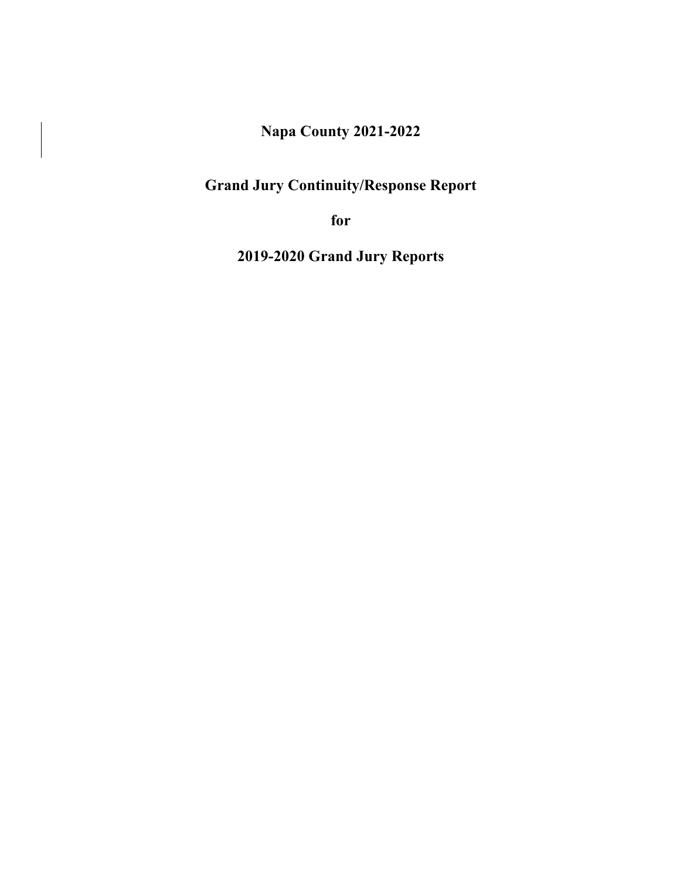# Napa County 2021-2022

# Grand Jury Continuity/Response Report

# for

# 2019-2020 Grand Jury Reports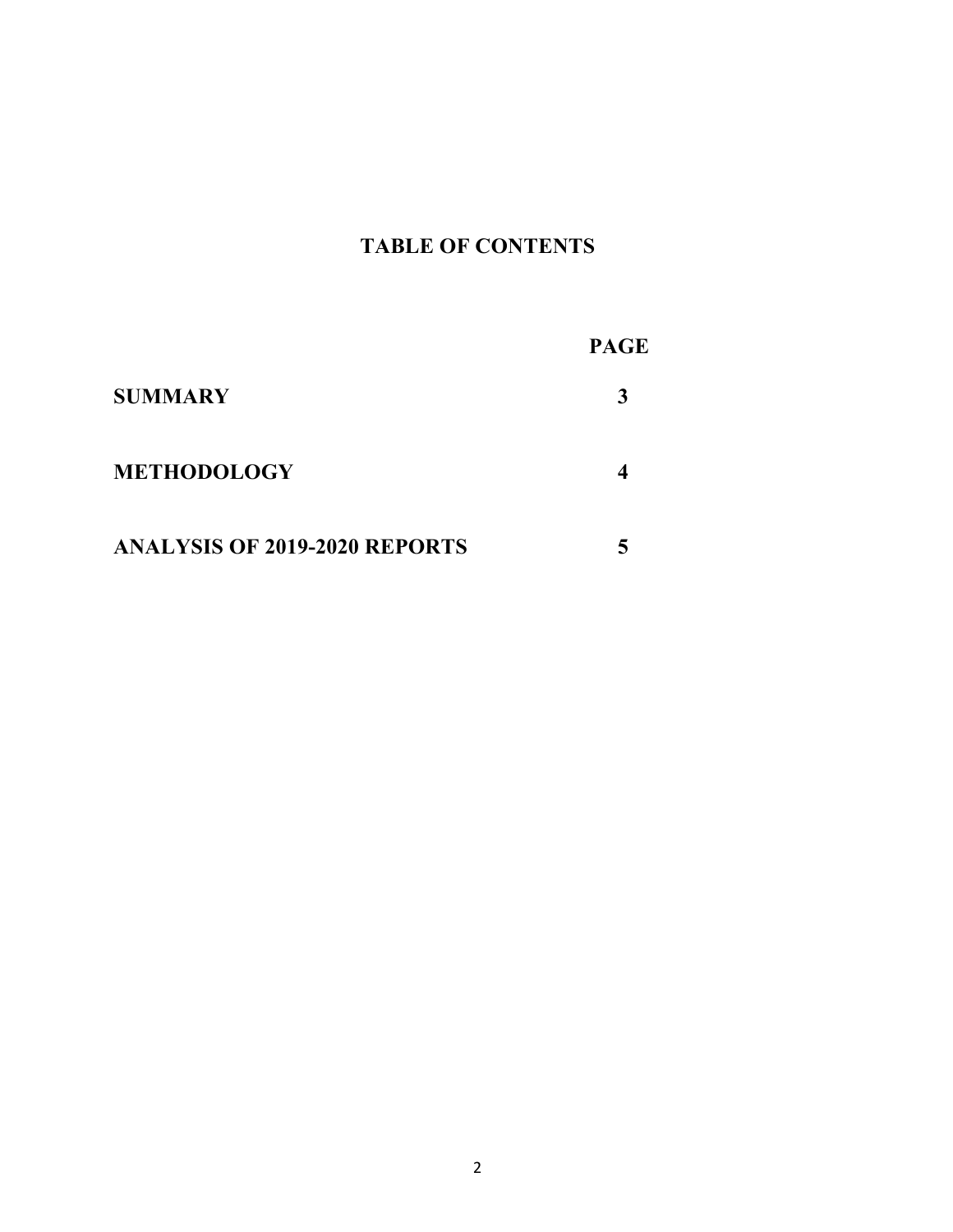# TABLE OF CONTENTS

| | PAGE |
|---|---|
| **SUMMARY** | **3** |
| **METHODOLOGY** | **4** |
| **ANALYSIS OF 2019-2020 REPORTS** | **5** |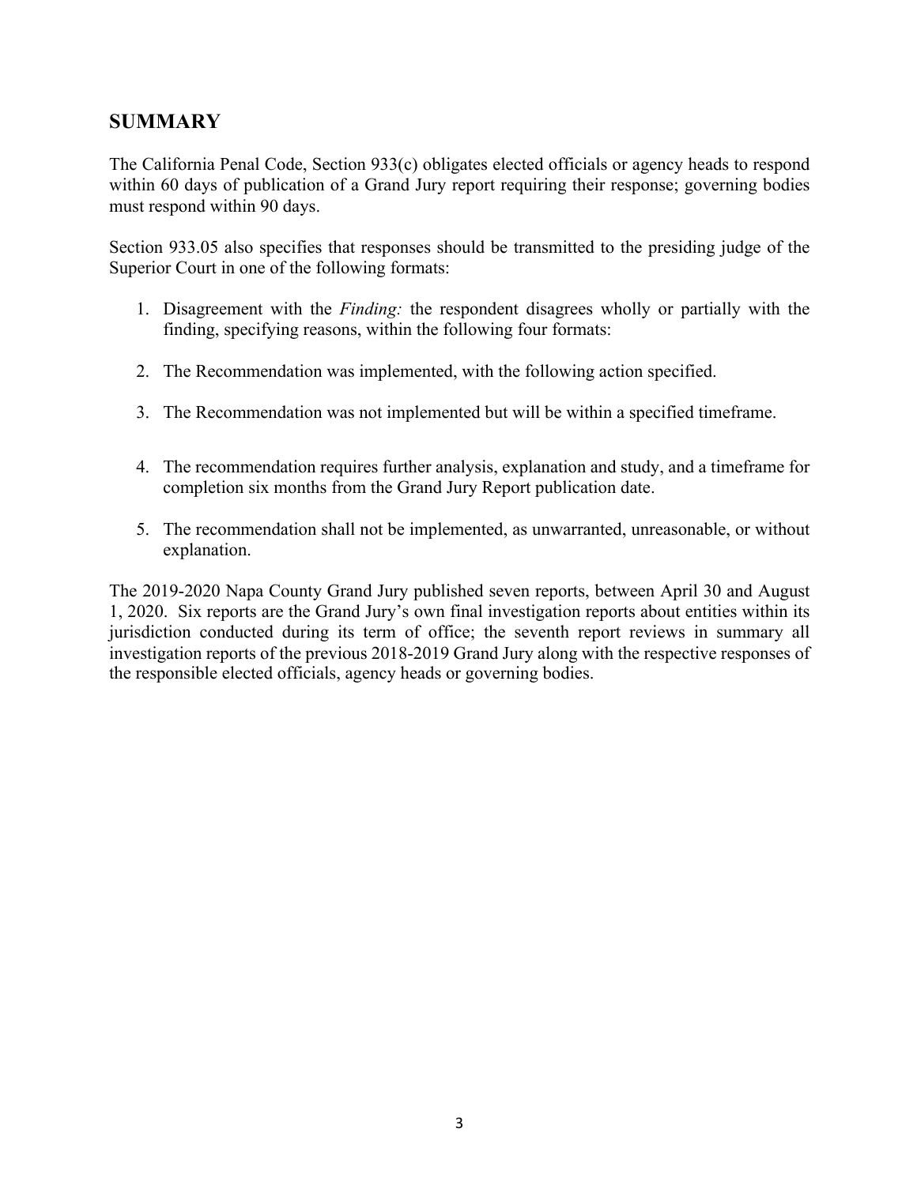## SUMMARY

The California Penal Code, Section 933(c) obligates elected officials or agency heads to respond within 60 days of publication of a Grand Jury report requiring their response; governing bodies must respond within 90 days.

Section 933.05 also specifies that responses should be transmitted to the presiding judge of the Superior Court in one of the following formats:

1. Disagreement with the *Finding:* the respondent disagrees wholly or partially with the finding, specifying reasons, within the following four formats:
2. The Recommendation was implemented, with the following action specified.
3. The Recommendation was not implemented but will be within a specified timeframe.
4. The recommendation requires further analysis, explanation and study, and a timeframe for completion six months from the Grand Jury Report publication date.
5. The recommendation shall not be implemented, as unwarranted, unreasonable, or without explanation.

The 2019-2020 Napa County Grand Jury published seven reports, between April 30 and August 1, 2020. Six reports are the Grand Jury's own final investigation reports about entities within its jurisdiction conducted during its term of office; the seventh report reviews in summary all investigation reports of the previous 2018-2019 Grand Jury along with the respective responses of the responsible elected officials, agency heads or governing bodies.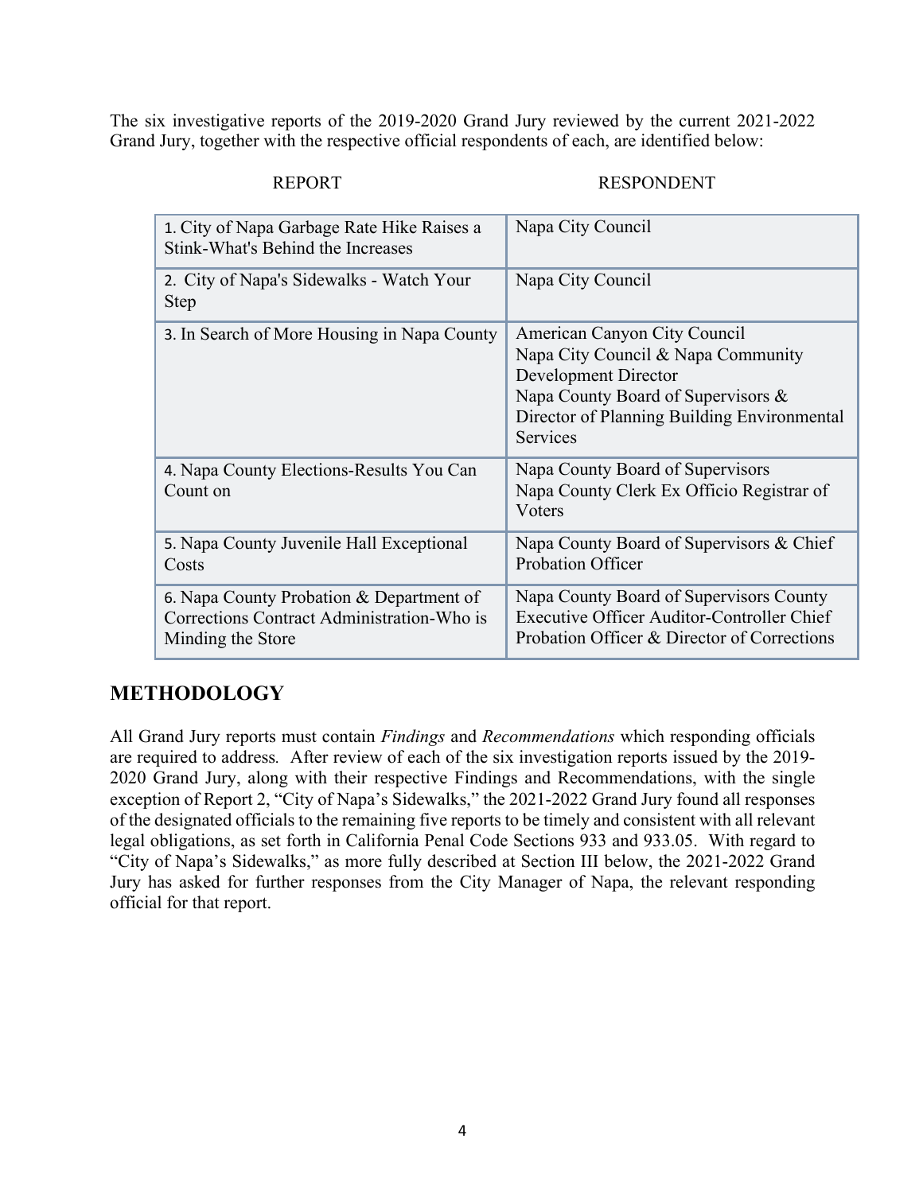The six investigative reports of the 2019-2020 Grand Jury reviewed by the current 2021-2022 Grand Jury, together with the respective official respondents of each, are identified below:

| REPORT | RESPONDENT |
|---|---|
| 1. City of Napa Garbage Rate Hike Raises a Stink-What's Behind the Increases | Napa City Council |
| 2. City of Napa's Sidewalks - Watch Your Step | Napa City Council |
| 3. In Search of More Housing in Napa County | American Canyon City Council<br>Napa City Council & Napa Community Development Director<br>Napa County Board of Supervisors & Director of Planning Building Environmental Services |
| 4. Napa County Elections-Results You Can Count on | Napa County Board of Supervisors<br>Napa County Clerk Ex Officio Registrar of Voters |
| 5. Napa County Juvenile Hall Exceptional Costs | Napa County Board of Supervisors & Chief Probation Officer |
| 6. Napa County Probation & Department of Corrections Contract Administration-Who is Minding the Store | Napa County Board of Supervisors County Executive Officer Auditor-Controller Chief Probation Officer & Director of Corrections |

## METHODOLOGY

All Grand Jury reports must contain *Findings* and *Recommendations* which responding officials are required to address. After review of each of the six investigation reports issued by the 2019-2020 Grand Jury, along with their respective Findings and Recommendations, with the single exception of Report 2, "City of Napa's Sidewalks," the 2021-2022 Grand Jury found all responses of the designated officials to the remaining five reports to be timely and consistent with all relevant legal obligations, as set forth in California Penal Code Sections 933 and 933.05. With regard to "City of Napa's Sidewalks," as more fully described at Section III below, the 2021-2022 Grand Jury has asked for further responses from the City Manager of Napa, the relevant responding official for that report.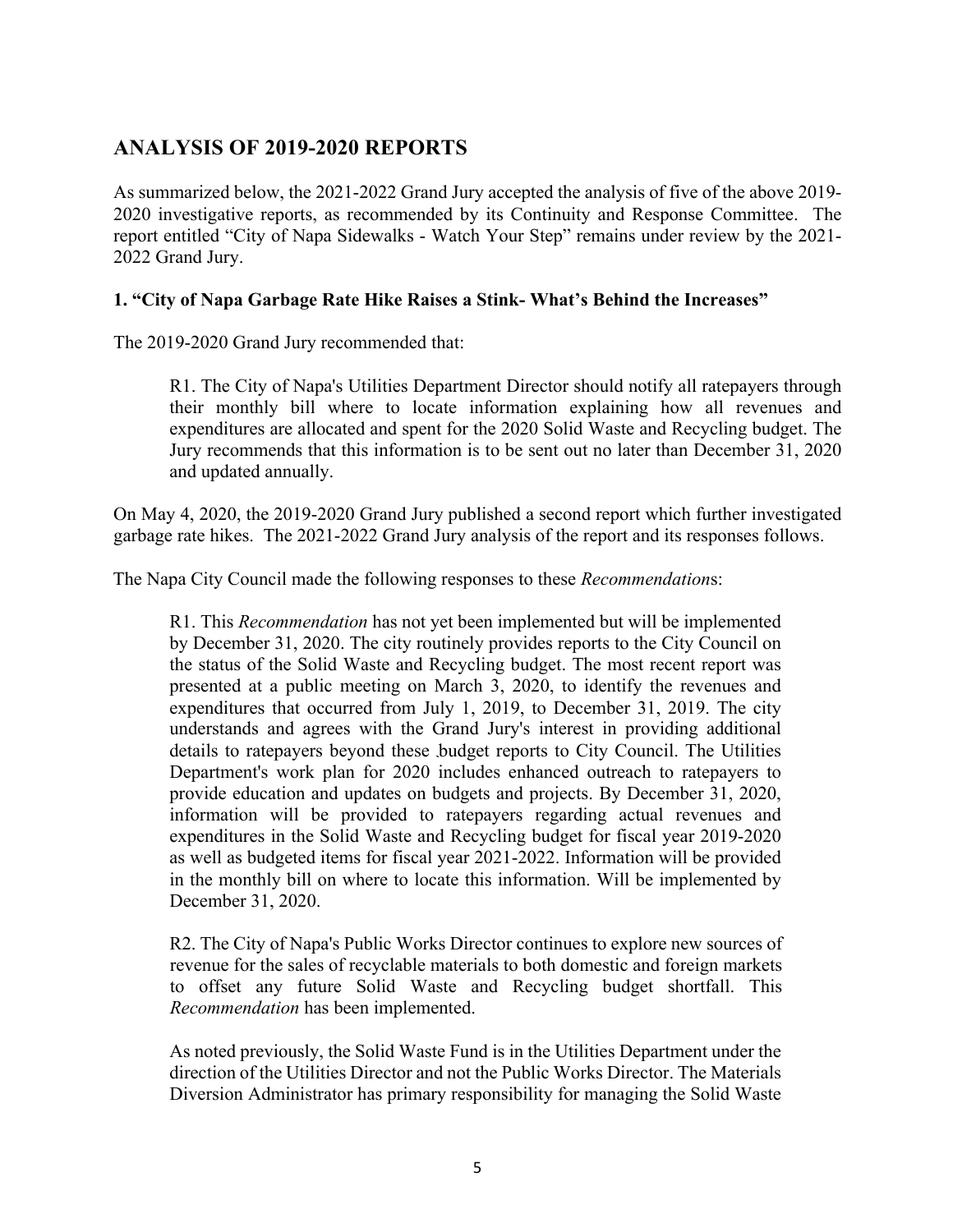## ANALYSIS OF 2019-2020 REPORTS

As summarized below, the 2021-2022 Grand Jury accepted the analysis of five of the above 2019-2020 investigative reports, as recommended by its Continuity and Response Committee. The report entitled "City of Napa Sidewalks - Watch Your Step" remains under review by the 2021-2022 Grand Jury.

### 1. "City of Napa Garbage Rate Hike Raises a Stink- What's Behind the Increases"

The 2019-2020 Grand Jury recommended that:

> R1. The City of Napa's Utilities Department Director should notify all ratepayers through their monthly bill where to locate information explaining how all revenues and expenditures are allocated and spent for the 2020 Solid Waste and Recycling budget. The Jury recommends that this information is to be sent out no later than December 31, 2020 and updated annually.

On May 4, 2020, the 2019-2020 Grand Jury published a second report which further investigated garbage rate hikes. The 2021-2022 Grand Jury analysis of the report and its responses follows.

The Napa City Council made the following responses to these *Recommendation*s:

> R1. This *Recommendation* has not yet been implemented but will be implemented by December 31, 2020. The city routinely provides reports to the City Council on the status of the Solid Waste and Recycling budget. The most recent report was presented at a public meeting on March 3, 2020, to identify the revenues and expenditures that occurred from July 1, 2019, to December 31, 2019. The city understands and agrees with the Grand Jury's interest in providing additional details to ratepayers beyond these budget reports to City Council. The Utilities Department's work plan for 2020 includes enhanced outreach to ratepayers to provide education and updates on budgets and projects. By December 31, 2020, information will be provided to ratepayers regarding actual revenues and expenditures in the Solid Waste and Recycling budget for fiscal year 2019-2020 as well as budgeted items for fiscal year 2021-2022. Information will be provided in the monthly bill on where to locate this information. Will be implemented by December 31, 2020.
>
> R2. The City of Napa's Public Works Director continues to explore new sources of revenue for the sales of recyclable materials to both domestic and foreign markets to offset any future Solid Waste and Recycling budget shortfall. This *Recommendation* has been implemented.
>
> As noted previously, the Solid Waste Fund is in the Utilities Department under the direction of the Utilities Director and not the Public Works Director. The Materials Diversion Administrator has primary responsibility for managing the Solid Waste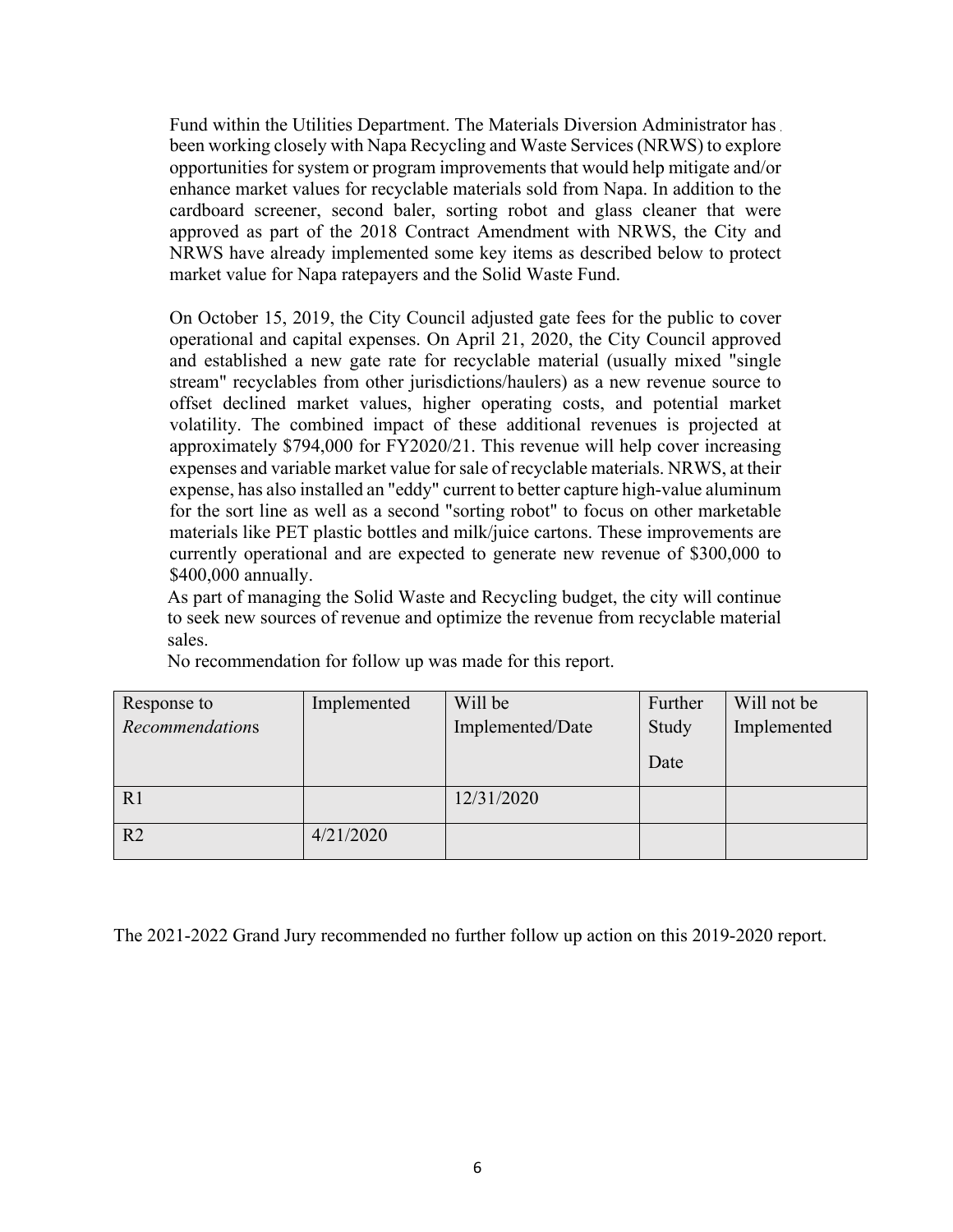Fund within the Utilities Department. The Materials Diversion Administrator has been working closely with Napa Recycling and Waste Services (NRWS) to explore opportunities for system or program improvements that would help mitigate and/or enhance market values for recyclable materials sold from Napa. In addition to the cardboard screener, second baler, sorting robot and glass cleaner that were approved as part of the 2018 Contract Amendment with NRWS, the City and NRWS have already implemented some key items as described below to protect market value for Napa ratepayers and the Solid Waste Fund.

On October 15, 2019, the City Council adjusted gate fees for the public to cover operational and capital expenses. On April 21, 2020, the City Council approved and established a new gate rate for recyclable material (usually mixed "single stream" recyclables from other jurisdictions/haulers) as a new revenue source to offset declined market values, higher operating costs, and potential market volatility. The combined impact of these additional revenues is projected at approximately $794,000 for FY2020/21. This revenue will help cover increasing expenses and variable market value for sale of recyclable materials. NRWS, at their expense, has also installed an "eddy" current to better capture high-value aluminum for the sort line as well as a second "sorting robot" to focus on other marketable materials like PET plastic bottles and milk/juice cartons. These improvements are currently operational and are expected to generate new revenue of $300,000 to $400,000 annually.

As part of managing the Solid Waste and Recycling budget, the city will continue to seek new sources of revenue and optimize the revenue from recyclable material sales.

No recommendation for follow up was made for this report.

| Response to *Recommendations* | Implemented | Will be Implemented/Date | Further Study Date | Will not be Implemented |
|---|---|---|---|---|
| R1 | | 12/31/2020 | | |
| R2 | 4/21/2020 | | | |

The 2021-2022 Grand Jury recommended no further follow up action on this 2019-2020 report.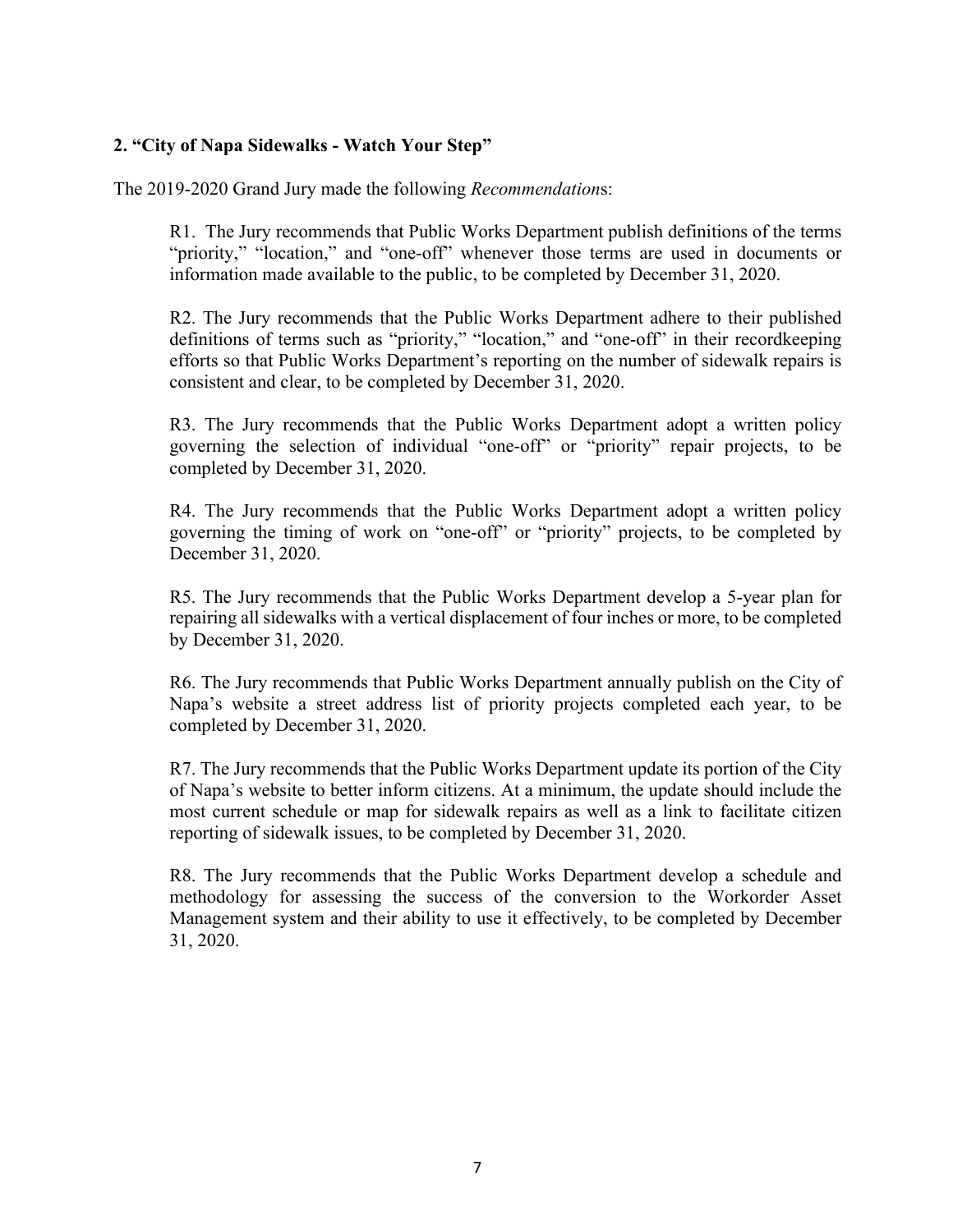**2. "City of Napa Sidewalks - Watch Your Step"**

The 2019-2020 Grand Jury made the following *Recommendation*s:

> R1. The Jury recommends that Public Works Department publish definitions of the terms "priority," "location," and "one-off" whenever those terms are used in documents or information made available to the public, to be completed by December 31, 2020.
>
> R2. The Jury recommends that the Public Works Department adhere to their published definitions of terms such as "priority," "location," and "one-off" in their recordkeeping efforts so that Public Works Department's reporting on the number of sidewalk repairs is consistent and clear, to be completed by December 31, 2020.
>
> R3. The Jury recommends that the Public Works Department adopt a written policy governing the selection of individual "one-off" or "priority" repair projects, to be completed by December 31, 2020.
>
> R4. The Jury recommends that the Public Works Department adopt a written policy governing the timing of work on "one-off" or "priority" projects, to be completed by December 31, 2020.
>
> R5. The Jury recommends that the Public Works Department develop a 5-year plan for repairing all sidewalks with a vertical displacement of four inches or more, to be completed by December 31, 2020.
>
> R6. The Jury recommends that Public Works Department annually publish on the City of Napa's website a street address list of priority projects completed each year, to be completed by December 31, 2020.
>
> R7. The Jury recommends that the Public Works Department update its portion of the City of Napa's website to better inform citizens. At a minimum, the update should include the most current schedule or map for sidewalk repairs as well as a link to facilitate citizen reporting of sidewalk issues, to be completed by December 31, 2020.
>
> R8. The Jury recommends that the Public Works Department develop a schedule and methodology for assessing the success of the conversion to the Workorder Asset Management system and their ability to use it effectively, to be completed by December 31, 2020.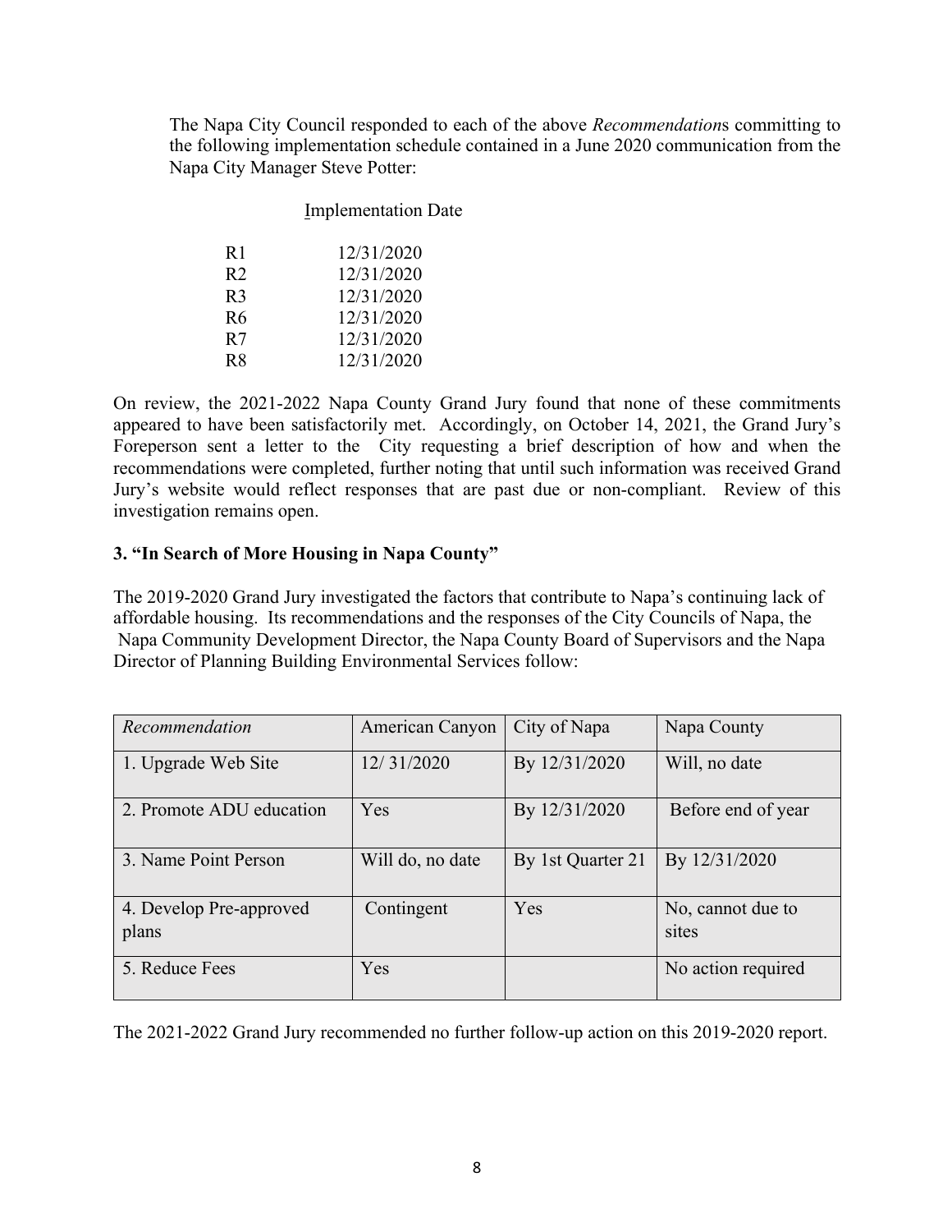The Napa City Council responded to each of the above *Recommendation*s committing to the following implementation schedule contained in a June 2020 communication from the Napa City Manager Steve Potter:

| | Implementation Date |
|---|---|
| R1 | 12/31/2020 |
| R2 | 12/31/2020 |
| R3 | 12/31/2020 |
| R6 | 12/31/2020 |
| R7 | 12/31/2020 |
| R8 | 12/31/2020 |

On review, the 2021-2022 Napa County Grand Jury found that none of these commitments appeared to have been satisfactorily met. Accordingly, on October 14, 2021, the Grand Jury's Foreperson sent a letter to the City requesting a brief description of how and when the recommendations were completed, further noting that until such information was received Grand Jury's website would reflect responses that are past due or non-compliant. Review of this investigation remains open.

### 3. "In Search of More Housing in Napa County"

The 2019-2020 Grand Jury investigated the factors that contribute to Napa's continuing lack of affordable housing. Its recommendations and the responses of the City Councils of Napa, the Napa Community Development Director, the Napa County Board of Supervisors and the Napa Director of Planning Building Environmental Services follow:

| *Recommendation* | American Canyon | City of Napa | Napa County |
|---|---|---|---|
| 1. Upgrade Web Site | 12/ 31/2020 | By 12/31/2020 | Will, no date |
| 2. Promote ADU education | Yes | By 12/31/2020 | Before end of year |
| 3. Name Point Person | Will do, no date | By 1st Quarter 21 | By 12/31/2020 |
| 4. Develop Pre-approved plans | Contingent | Yes | No, cannot due to sites |
| 5. Reduce Fees | Yes | | No action required |

The 2021-2022 Grand Jury recommended no further follow-up action on this 2019-2020 report.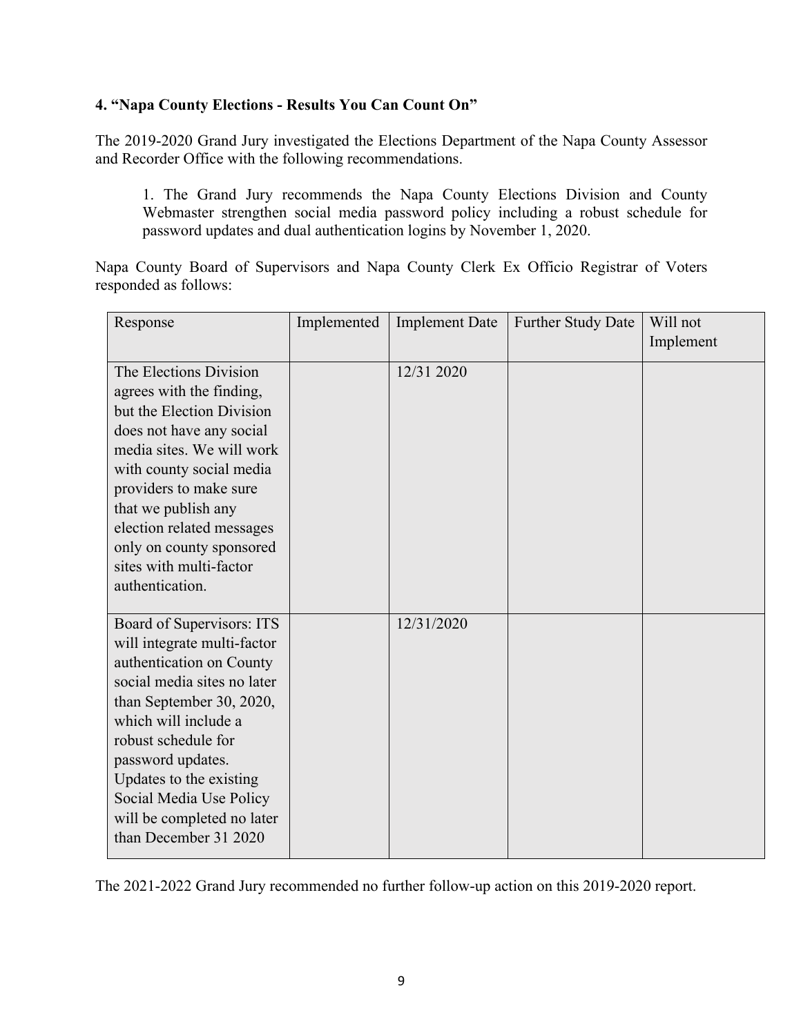### 4. "Napa County Elections - Results You Can Count On"

The 2019-2020 Grand Jury investigated the Elections Department of the Napa County Assessor and Recorder Office with the following recommendations.

> 1. The Grand Jury recommends the Napa County Elections Division and County Webmaster strengthen social media password policy including a robust schedule for password updates and dual authentication logins by November 1, 2020.

Napa County Board of Supervisors and Napa County Clerk Ex Officio Registrar of Voters responded as follows:

| Response | Implemented | Implement Date | Further Study Date | Will not Implement |
|---|---|---|---|---|
| The Elections Division agrees with the finding, but the Election Division does not have any social media sites. We will work with county social media providers to make sure that we publish any election related messages only on county sponsored sites with multi-factor authentication. | | 12/31 2020 | | |
| Board of Supervisors: ITS will integrate multi-factor authentication on County social media sites no later than September 30, 2020, which will include a robust schedule for password updates. Updates to the existing Social Media Use Policy will be completed no later than December 31 2020 | | 12/31/2020 | | |

The 2021-2022 Grand Jury recommended no further follow-up action on this 2019-2020 report.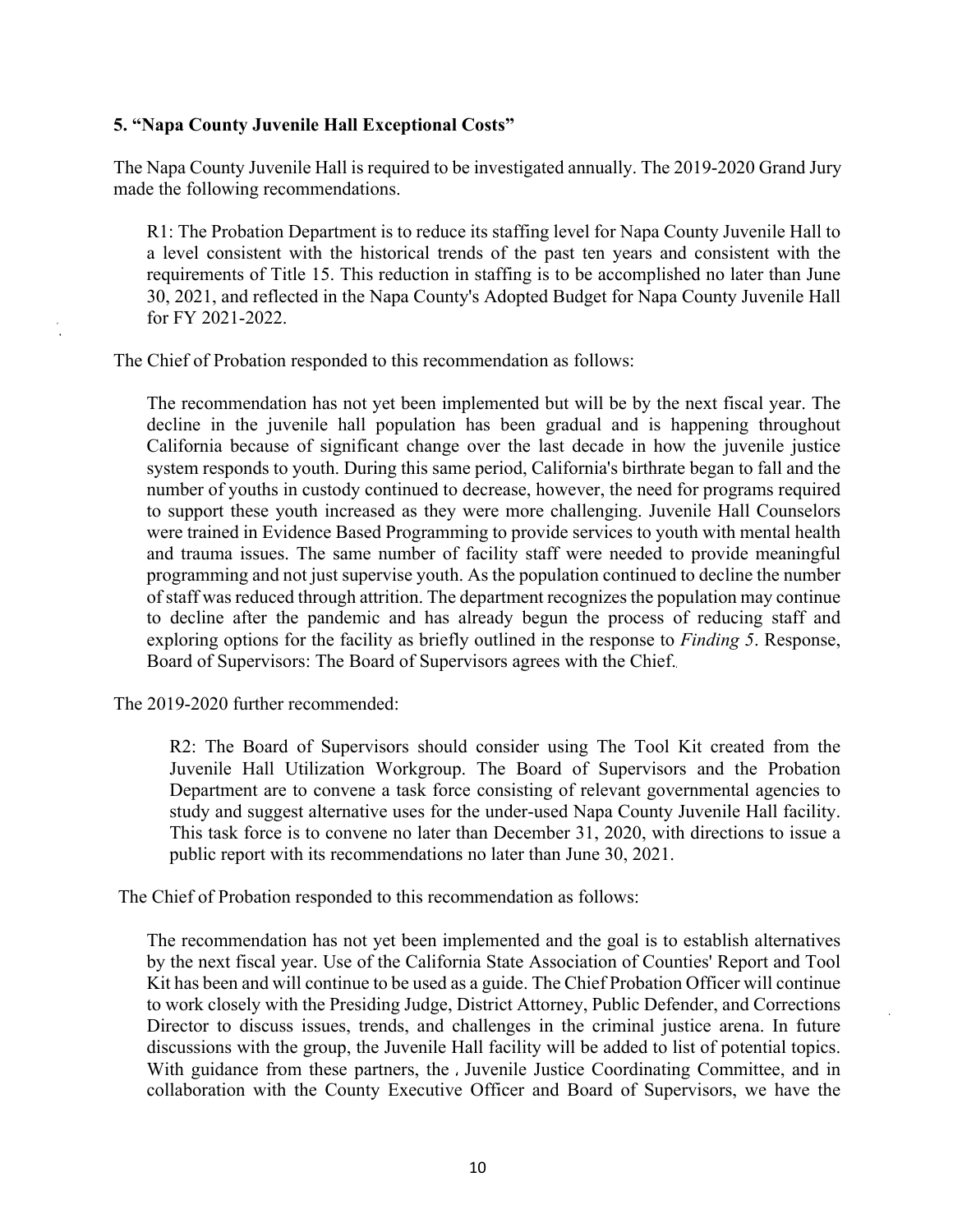### 5. "Napa County Juvenile Hall Exceptional Costs"

The Napa County Juvenile Hall is required to be investigated annually. The 2019-2020 Grand Jury made the following recommendations.

> R1: The Probation Department is to reduce its staffing level for Napa County Juvenile Hall to a level consistent with the historical trends of the past ten years and consistent with the requirements of Title 15. This reduction in staffing is to be accomplished no later than June 30, 2021, and reflected in the Napa County's Adopted Budget for Napa County Juvenile Hall for FY 2021-2022.

The Chief of Probation responded to this recommendation as follows:

> The recommendation has not yet been implemented but will be by the next fiscal year. The decline in the juvenile hall population has been gradual and is happening throughout California because of significant change over the last decade in how the juvenile justice system responds to youth. During this same period, California's birthrate began to fall and the number of youths in custody continued to decrease, however, the need for programs required to support these youth increased as they were more challenging. Juvenile Hall Counselors were trained in Evidence Based Programming to provide services to youth with mental health and trauma issues. The same number of facility staff were needed to provide meaningful programming and not just supervise youth. As the population continued to decline the number of staff was reduced through attrition. The department recognizes the population may continue to decline after the pandemic and has already begun the process of reducing staff and exploring options for the facility as briefly outlined in the response to *Finding 5*. Response, Board of Supervisors: The Board of Supervisors agrees with the Chief.

The 2019-2020 further recommended:

> R2: The Board of Supervisors should consider using The Tool Kit created from the Juvenile Hall Utilization Workgroup. The Board of Supervisors and the Probation Department are to convene a task force consisting of relevant governmental agencies to study and suggest alternative uses for the under-used Napa County Juvenile Hall facility. This task force is to convene no later than December 31, 2020, with directions to issue a public report with its recommendations no later than June 30, 2021.

The Chief of Probation responded to this recommendation as follows:

> The recommendation has not yet been implemented and the goal is to establish alternatives by the next fiscal year. Use of the California State Association of Counties' Report and Tool Kit has been and will continue to be used as a guide. The Chief Probation Officer will continue to work closely with the Presiding Judge, District Attorney, Public Defender, and Corrections Director to discuss issues, trends, and challenges in the criminal justice arena. In future discussions with the group, the Juvenile Hall facility will be added to list of potential topics. With guidance from these partners, the Juvenile Justice Coordinating Committee, and in collaboration with the County Executive Officer and Board of Supervisors, we have the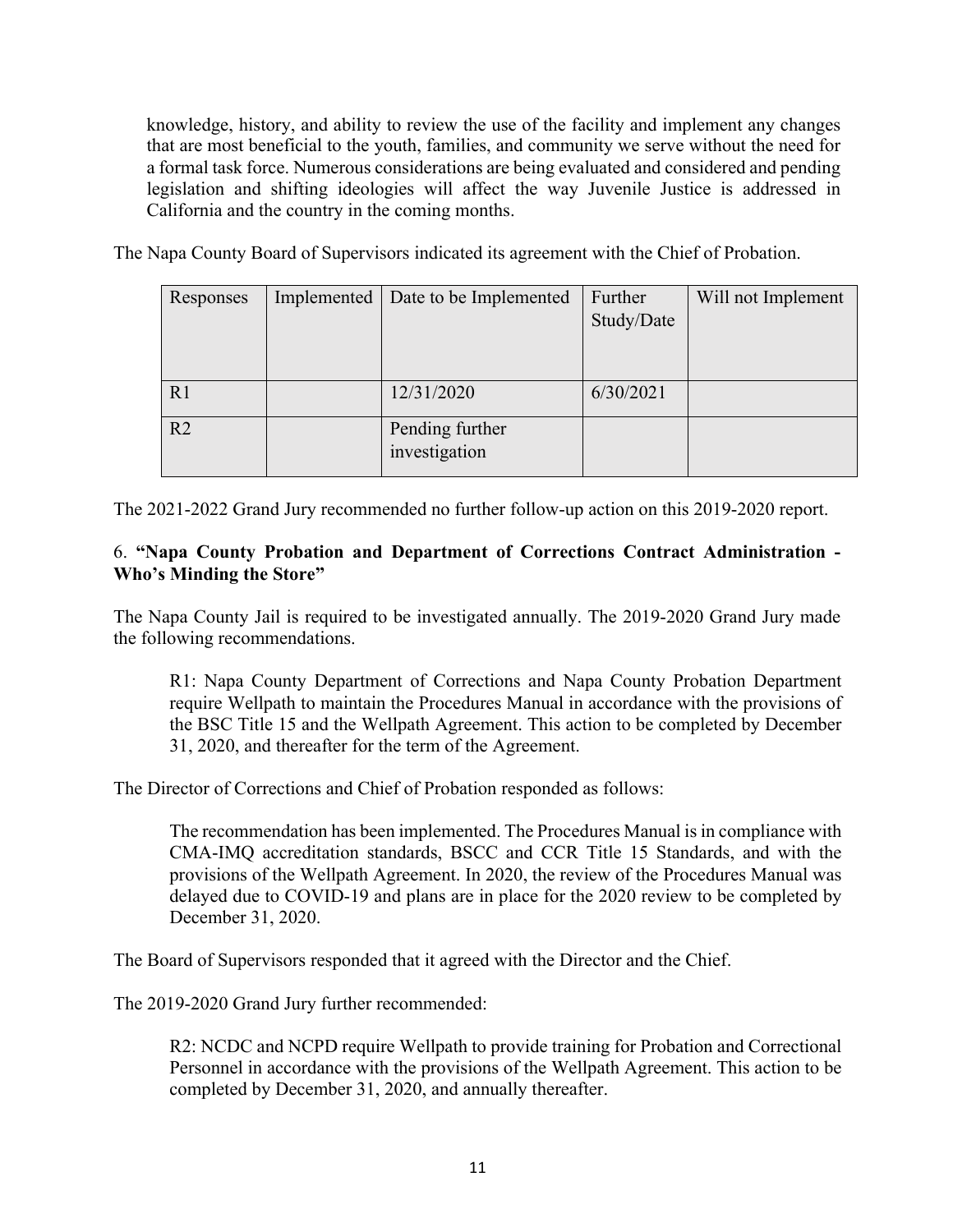knowledge, history, and ability to review the use of the facility and implement any changes that are most beneficial to the youth, families, and community we serve without the need for a formal task force. Numerous considerations are being evaluated and considered and pending legislation and shifting ideologies will affect the way Juvenile Justice is addressed in California and the country in the coming months.

The Napa County Board of Supervisors indicated its agreement with the Chief of Probation.

| Responses | Implemented | Date to be Implemented | Further Study/Date | Will not Implement |
|---|---|---|---|---|
| R1 | | 12/31/2020 | 6/30/2021 | |
| R2 | | Pending further investigation | | |

The 2021-2022 Grand Jury recommended no further follow-up action on this 2019-2020 report.

6. **"Napa County Probation and Department of Corrections Contract Administration - Who's Minding the Store"**

The Napa County Jail is required to be investigated annually. The 2019-2020 Grand Jury made the following recommendations.

> R1: Napa County Department of Corrections and Napa County Probation Department require Wellpath to maintain the Procedures Manual in accordance with the provisions of the BSC Title 15 and the Wellpath Agreement. This action to be completed by December 31, 2020, and thereafter for the term of the Agreement.

The Director of Corrections and Chief of Probation responded as follows:

> The recommendation has been implemented. The Procedures Manual is in compliance with CMA-IMQ accreditation standards, BSCC and CCR Title 15 Standards, and with the provisions of the Wellpath Agreement. In 2020, the review of the Procedures Manual was delayed due to COVID-19 and plans are in place for the 2020 review to be completed by December 31, 2020.

The Board of Supervisors responded that it agreed with the Director and the Chief.

The 2019-2020 Grand Jury further recommended:

> R2: NCDC and NCPD require Wellpath to provide training for Probation and Correctional Personnel in accordance with the provisions of the Wellpath Agreement. This action to be completed by December 31, 2020, and annually thereafter.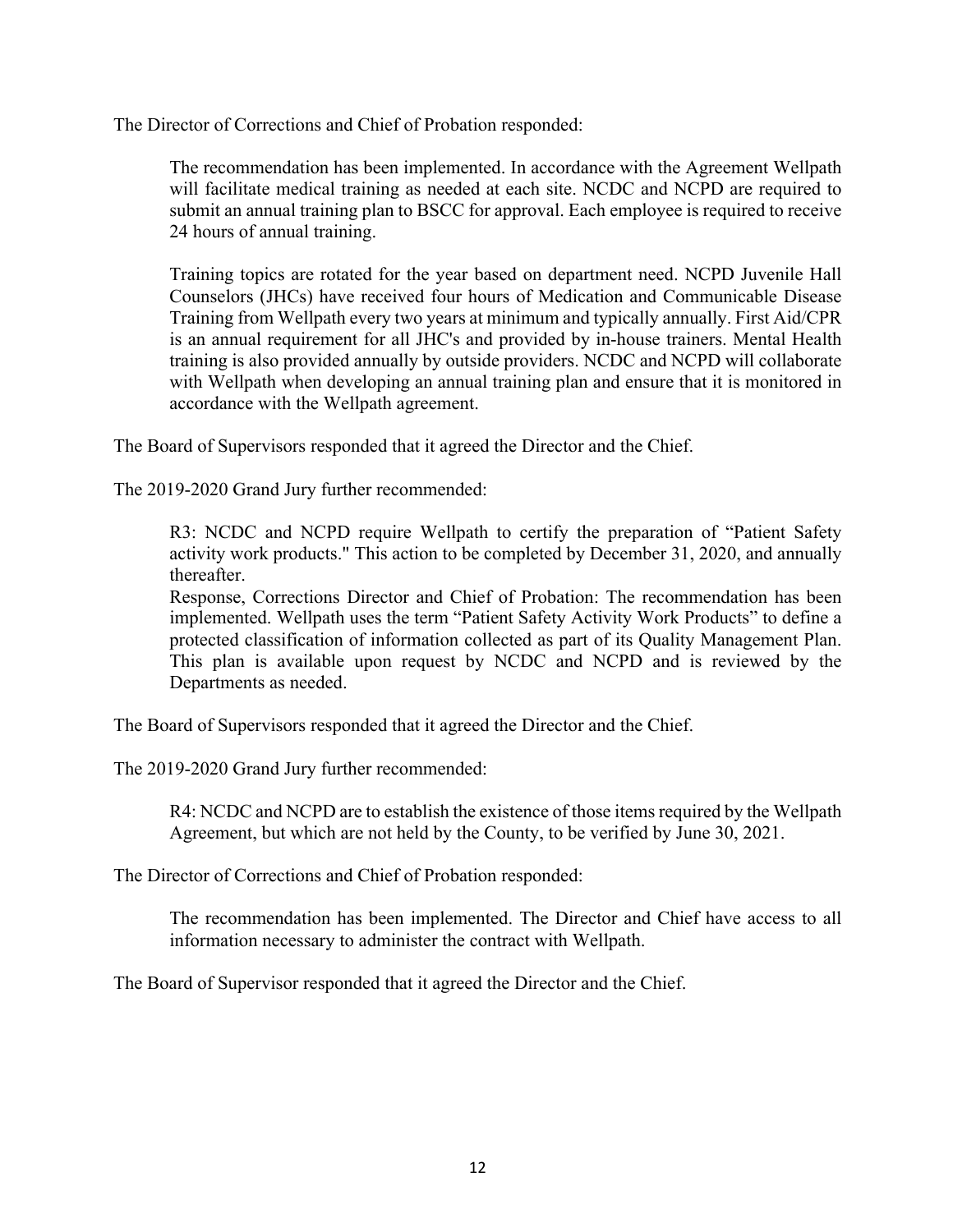The Director of Corrections and Chief of Probation responded:

> The recommendation has been implemented. In accordance with the Agreement Wellpath will facilitate medical training as needed at each site. NCDC and NCPD are required to submit an annual training plan to BSCC for approval. Each employee is required to receive 24 hours of annual training.
>
> Training topics are rotated for the year based on department need. NCPD Juvenile Hall Counselors (JHCs) have received four hours of Medication and Communicable Disease Training from Wellpath every two years at minimum and typically annually. First Aid/CPR is an annual requirement for all JHC's and provided by in-house trainers. Mental Health training is also provided annually by outside providers. NCDC and NCPD will collaborate with Wellpath when developing an annual training plan and ensure that it is monitored in accordance with the Wellpath agreement.

The Board of Supervisors responded that it agreed the Director and the Chief.

The 2019-2020 Grand Jury further recommended:

> R3: NCDC and NCPD require Wellpath to certify the preparation of "Patient Safety activity work products." This action to be completed by December 31, 2020, and annually thereafter.
> Response, Corrections Director and Chief of Probation: The recommendation has been implemented. Wellpath uses the term "Patient Safety Activity Work Products" to define a protected classification of information collected as part of its Quality Management Plan. This plan is available upon request by NCDC and NCPD and is reviewed by the Departments as needed.

The Board of Supervisors responded that it agreed the Director and the Chief.

The 2019-2020 Grand Jury further recommended:

> R4: NCDC and NCPD are to establish the existence of those items required by the Wellpath Agreement, but which are not held by the County, to be verified by June 30, 2021.

The Director of Corrections and Chief of Probation responded:

> The recommendation has been implemented. The Director and Chief have access to all information necessary to administer the contract with Wellpath.

The Board of Supervisor responded that it agreed the Director and the Chief.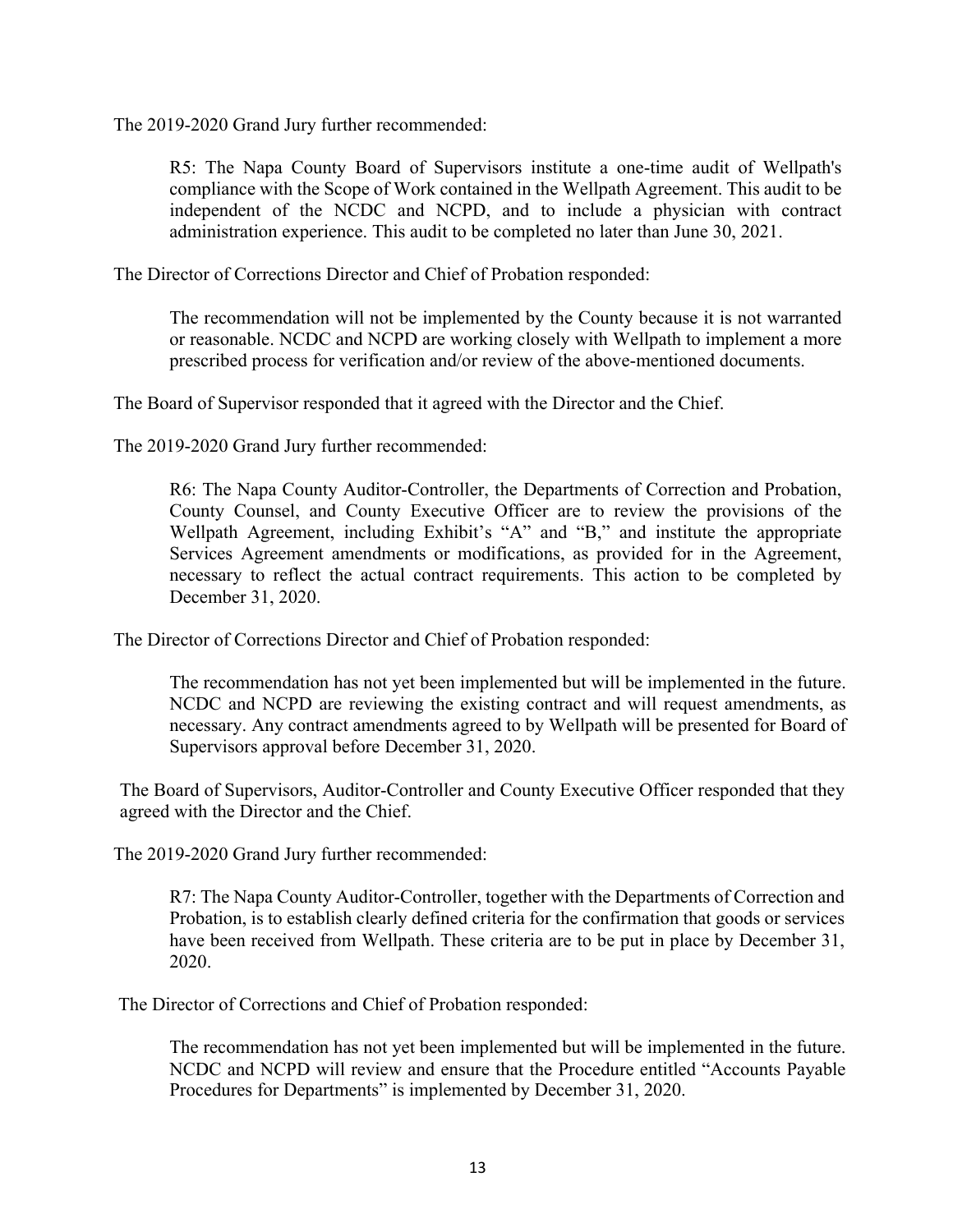The 2019-2020 Grand Jury further recommended:

> R5: The Napa County Board of Supervisors institute a one-time audit of Wellpath's compliance with the Scope of Work contained in the Wellpath Agreement. This audit to be independent of the NCDC and NCPD, and to include a physician with contract administration experience. This audit to be completed no later than June 30, 2021.

The Director of Corrections Director and Chief of Probation responded:

> The recommendation will not be implemented by the County because it is not warranted or reasonable. NCDC and NCPD are working closely with Wellpath to implement a more prescribed process for verification and/or review of the above-mentioned documents.

The Board of Supervisor responded that it agreed with the Director and the Chief.

The 2019-2020 Grand Jury further recommended:

> R6: The Napa County Auditor-Controller, the Departments of Correction and Probation, County Counsel, and County Executive Officer are to review the provisions of the Wellpath Agreement, including Exhibit's "A" and "B," and institute the appropriate Services Agreement amendments or modifications, as provided for in the Agreement, necessary to reflect the actual contract requirements. This action to be completed by December 31, 2020.

The Director of Corrections Director and Chief of Probation responded:

> The recommendation has not yet been implemented but will be implemented in the future. NCDC and NCPD are reviewing the existing contract and will request amendments, as necessary. Any contract amendments agreed to by Wellpath will be presented for Board of Supervisors approval before December 31, 2020.

The Board of Supervisors, Auditor-Controller and County Executive Officer responded that they agreed with the Director and the Chief.

The 2019-2020 Grand Jury further recommended:

> R7: The Napa County Auditor-Controller, together with the Departments of Correction and Probation, is to establish clearly defined criteria for the confirmation that goods or services have been received from Wellpath. These criteria are to be put in place by December 31, 2020.

The Director of Corrections and Chief of Probation responded:

> The recommendation has not yet been implemented but will be implemented in the future. NCDC and NCPD will review and ensure that the Procedure entitled "Accounts Payable Procedures for Departments" is implemented by December 31, 2020.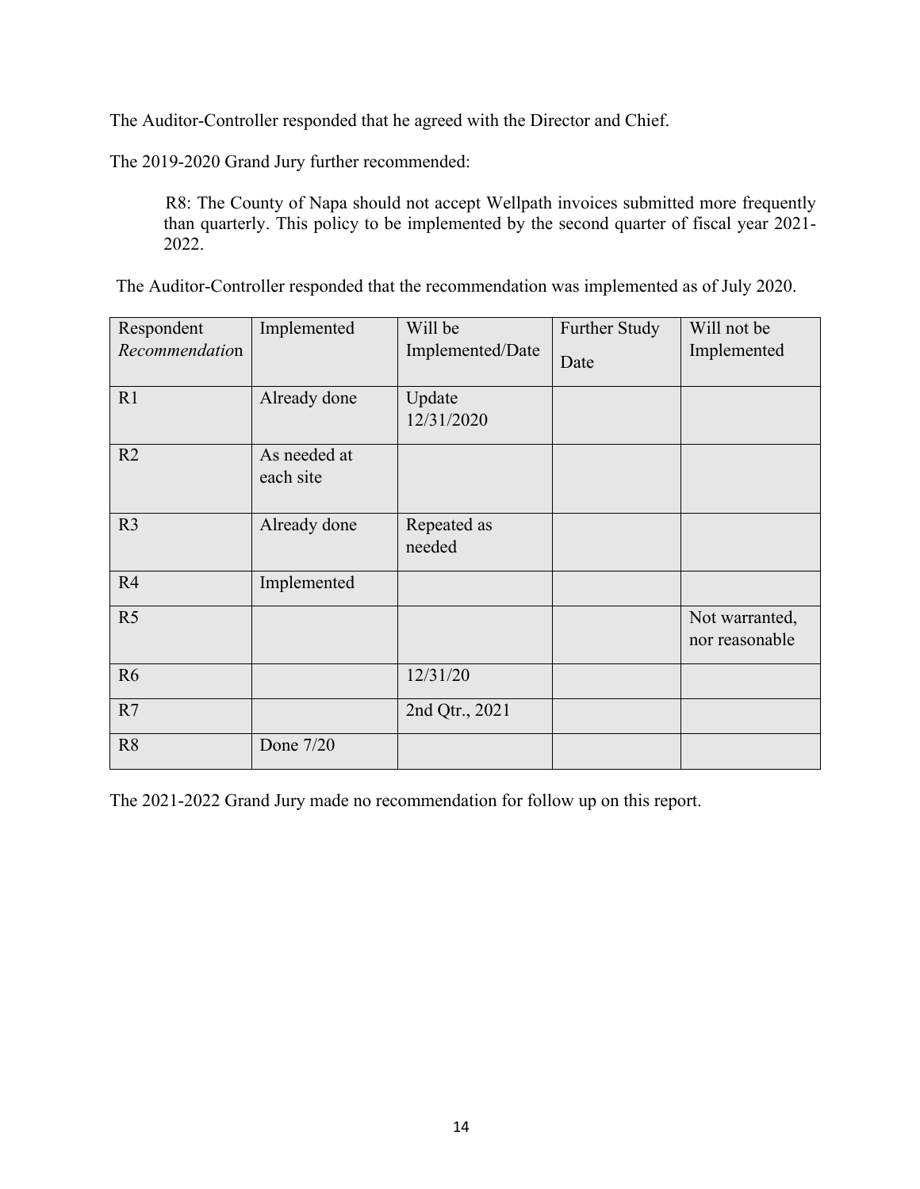The Auditor-Controller responded that he agreed with the Director and Chief.

The 2019-2020 Grand Jury further recommended:

> R8: The County of Napa should not accept Wellpath invoices submitted more frequently than quarterly. This policy to be implemented by the second quarter of fiscal year 2021-2022.

The Auditor-Controller responded that the recommendation was implemented as of July 2020.

| Respondent *Recommendation* | Implemented | Will be Implemented/Date | Further Study Date | Will not be Implemented |
|---|---|---|---|---|
| R1 | Already done | Update 12/31/2020 | | |
| R2 | As needed at each site | | | |
| R3 | Already done | Repeated as needed | | |
| R4 | Implemented | | | |
| R5 | | | | Not warranted, nor reasonable |
| R6 | | 12/31/20 | | |
| R7 | | 2nd Qtr., 2021 | | |
| R8 | Done 7/20 | | | |

The 2021-2022 Grand Jury made no recommendation for follow up on this report.